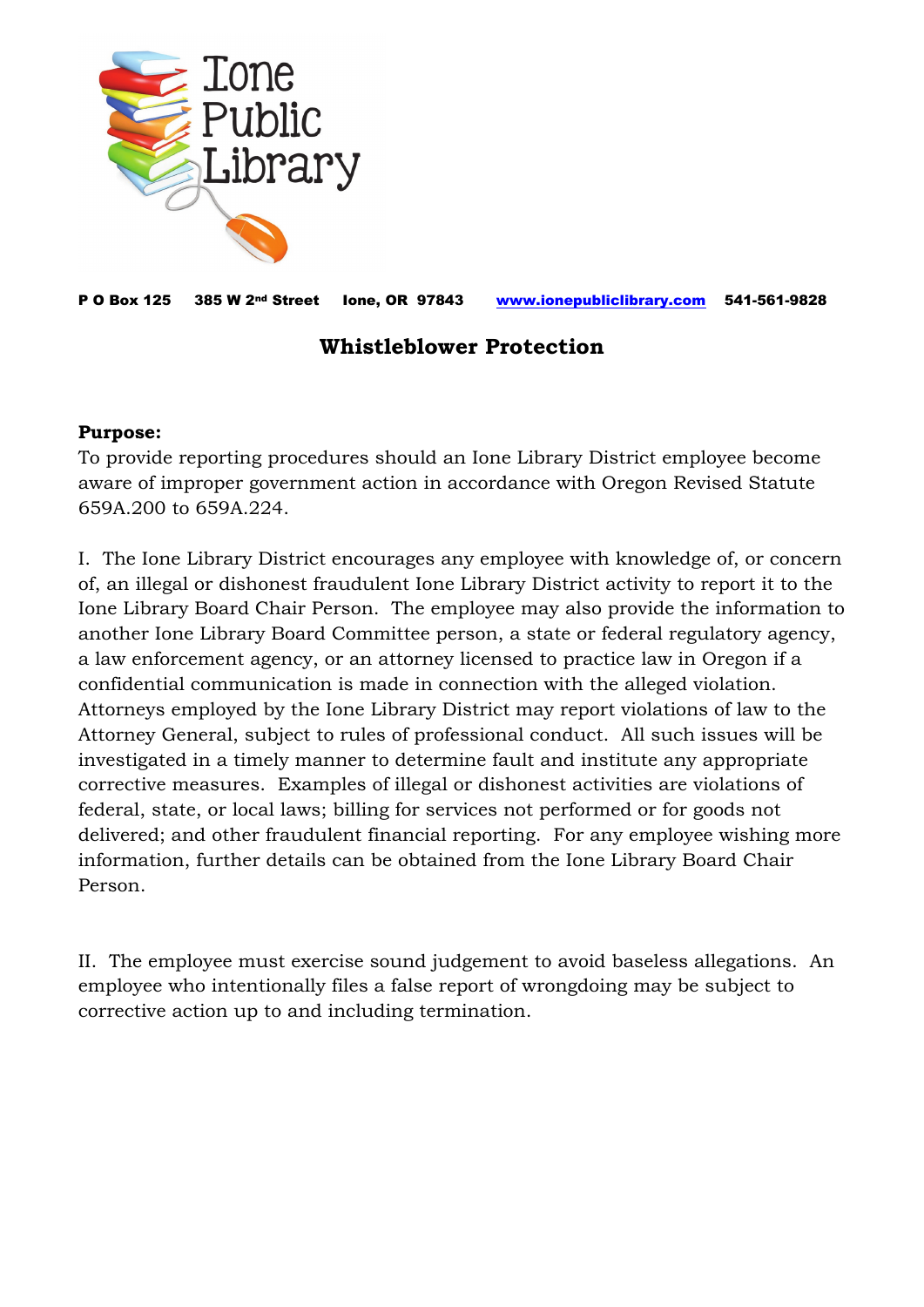Ione Public Library

**P O Box 125 385 W 2nd Street Ione, OR 97843 www.ionepubliclibrary.com 541-561-9828**

# Whistleblower Protection

**Purpose:**
To provide reporting procedures should an Ione Library District employee become aware of improper government action in accordance with Oregon Revised Statute 659A.200 to 659A.224.

I. The Ione Library District encourages any employee with knowledge of, or concern of, an illegal or dishonest fraudulent Ione Library District activity to report it to the Ione Library Board Chair Person. The employee may also provide the information to another Ione Library Board Committee person, a state or federal regulatory agency, a law enforcement agency, or an attorney licensed to practice law in Oregon if a confidential communication is made in connection with the alleged violation. Attorneys employed by the Ione Library District may report violations of law to the Attorney General, subject to rules of professional conduct. All such issues will be investigated in a timely manner to determine fault and institute any appropriate corrective measures. Examples of illegal or dishonest activities are violations of federal, state, or local laws; billing for services not performed or for goods not delivered; and other fraudulent financial reporting. For any employee wishing more information, further details can be obtained from the Ione Library Board Chair Person.

II. The employee must exercise sound judgement to avoid baseless allegations. An employee who intentionally files a false report of wrongdoing may be subject to corrective action up to and including termination.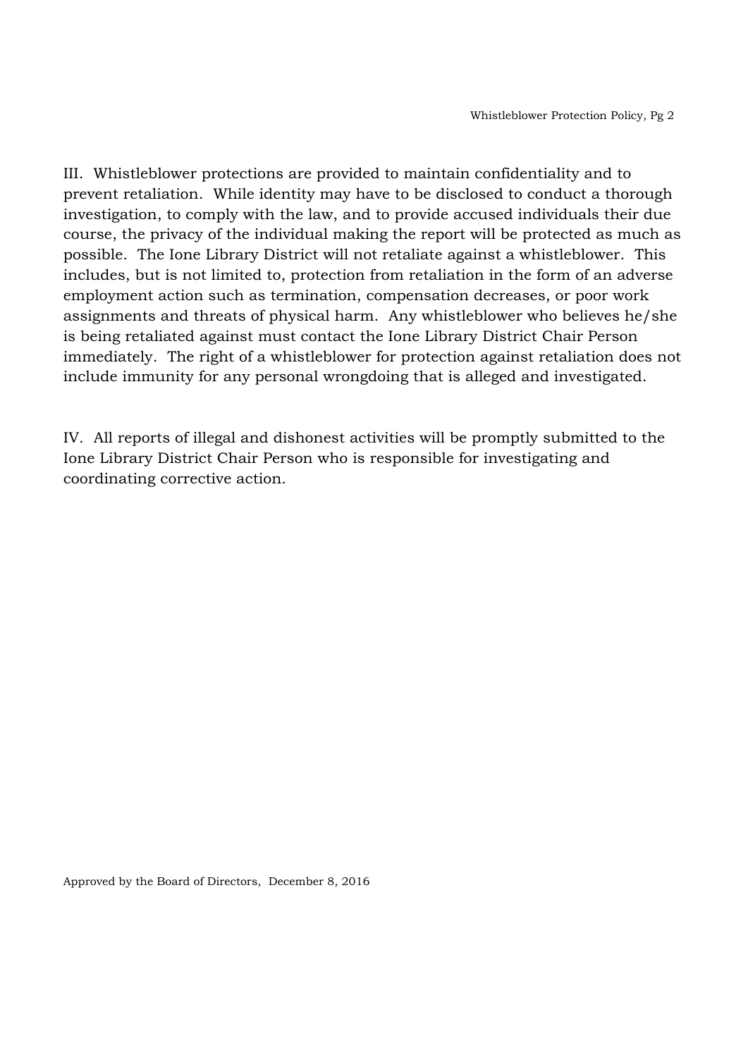III. Whistleblower protections are provided to maintain confidentiality and to prevent retaliation. While identity may have to be disclosed to conduct a thorough investigation, to comply with the law, and to provide accused individuals their due course, the privacy of the individual making the report will be protected as much as possible. The Ione Library District will not retaliate against a whistleblower. This includes, but is not limited to, protection from retaliation in the form of an adverse employment action such as termination, compensation decreases, or poor work assignments and threats of physical harm. Any whistleblower who believes he/she is being retaliated against must contact the Ione Library District Chair Person immediately. The right of a whistleblower for protection against retaliation does not include immunity for any personal wrongdoing that is alleged and investigated.

IV. All reports of illegal and dishonest activities will be promptly submitted to the Ione Library District Chair Person who is responsible for investigating and coordinating corrective action.

Approved by the Board of Directors, December 8, 2016